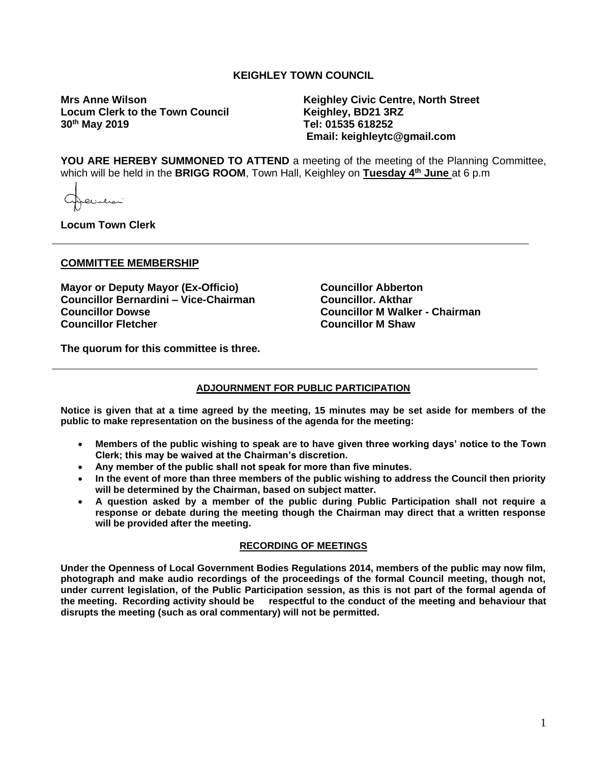**KEIGHLEY TOWN COUNCIL**

**Mrs Anne Wilson**
**Locum Clerk to the Town Council**
**30th May 2019**

**Keighley Civic Centre, North Street**
**Keighley, BD21 3RZ**
**Tel: 01535 618252**
**Email: keighleytc@gmail.com**

**YOU ARE HEREBY SUMMONED TO ATTEND** a meeting of the meeting of the Planning Committee, which will be held in the **BRIGG ROOM**, Town Hall, Keighley on **Tuesday 4th June** at 6 p.m

**Locum Town Clerk**

---

**COMMITTEE MEMBERSHIP**

**Mayor or Deputy Mayor (Ex-Officio)**
**Councillor Bernardini – Vice-Chairman**
**Councillor Dowse**
**Councillor Fletcher**
**Councillor Abberton**
**Councillor. Akthar**
**Councillor M Walker - Chairman**
**Councillor M Shaw**

**The quorum for this committee is three.**

---

**ADJOURNMENT FOR PUBLIC PARTICIPATION**

**Notice is given that at a time agreed by the meeting, 15 minutes may be set aside for members of the public to make representation on the business of the agenda for the meeting:**

- **Members of the public wishing to speak are to have given three working days' notice to the Town Clerk; this may be waived at the Chairman's discretion.**
- **Any member of the public shall not speak for more than five minutes.**
- **In the event of more than three members of the public wishing to address the Council then priority will be determined by the Chairman, based on subject matter.**
- **A question asked by a member of the public during Public Participation shall not require a response or debate during the meeting though the Chairman may direct that a written response will be provided after the meeting.**

**RECORDING OF MEETINGS**

**Under the Openness of Local Government Bodies Regulations 2014, members of the public may now film, photograph and make audio recordings of the proceedings of the formal Council meeting, though not, under current legislation, of the Public Participation session, as this is not part of the formal agenda of the meeting. Recording activity should be respectful to the conduct of the meeting and behaviour that disrupts the meeting (such as oral commentary) will not be permitted.**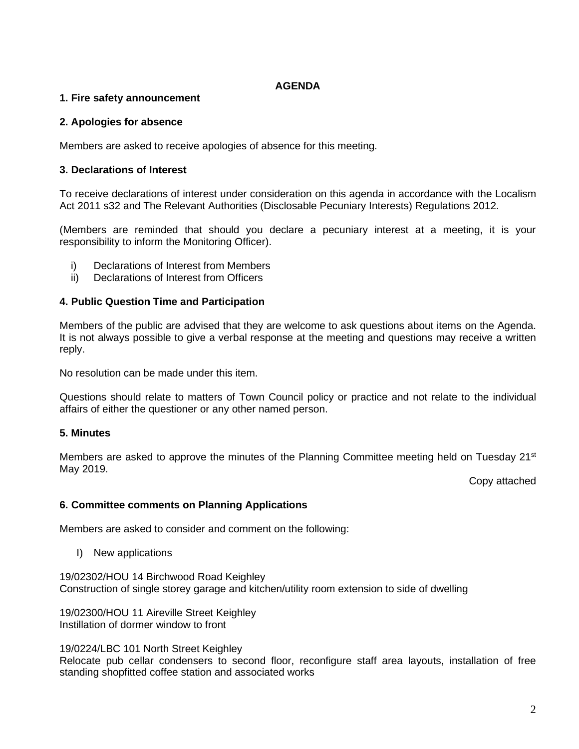# AGENDA

## 1. Fire safety announcement

## 2. Apologies for absence

Members are asked to receive apologies of absence for this meeting.

## 3. Declarations of Interest

To receive declarations of interest under consideration on this agenda in accordance with the Localism Act 2011 s32 and The Relevant Authorities (Disclosable Pecuniary Interests) Regulations 2012.

(Members are reminded that should you declare a pecuniary interest at a meeting, it is your responsibility to inform the Monitoring Officer).

i) Declarations of Interest from Members
ii) Declarations of Interest from Officers

## 4. Public Question Time and Participation

Members of the public are advised that they are welcome to ask questions about items on the Agenda. It is not always possible to give a verbal response at the meeting and questions may receive a written reply.

No resolution can be made under this item.

Questions should relate to matters of Town Council policy or practice and not relate to the individual affairs of either the questioner or any other named person.

## 5. Minutes

Members are asked to approve the minutes of the Planning Committee meeting held on Tuesday 21st May 2019.

Copy attached

## 6. Committee comments on Planning Applications

Members are asked to consider and comment on the following:

I) New applications

19/02302/HOU 14 Birchwood Road Keighley
Construction of single storey garage and kitchen/utility room extension to side of dwelling

19/02300/HOU 11 Aireville Street Keighley
Instillation of dormer window to front

19/0224/LBC 101 North Street Keighley
Relocate pub cellar condensers to second floor, reconfigure staff area layouts, installation of free standing shopfitted coffee station and associated works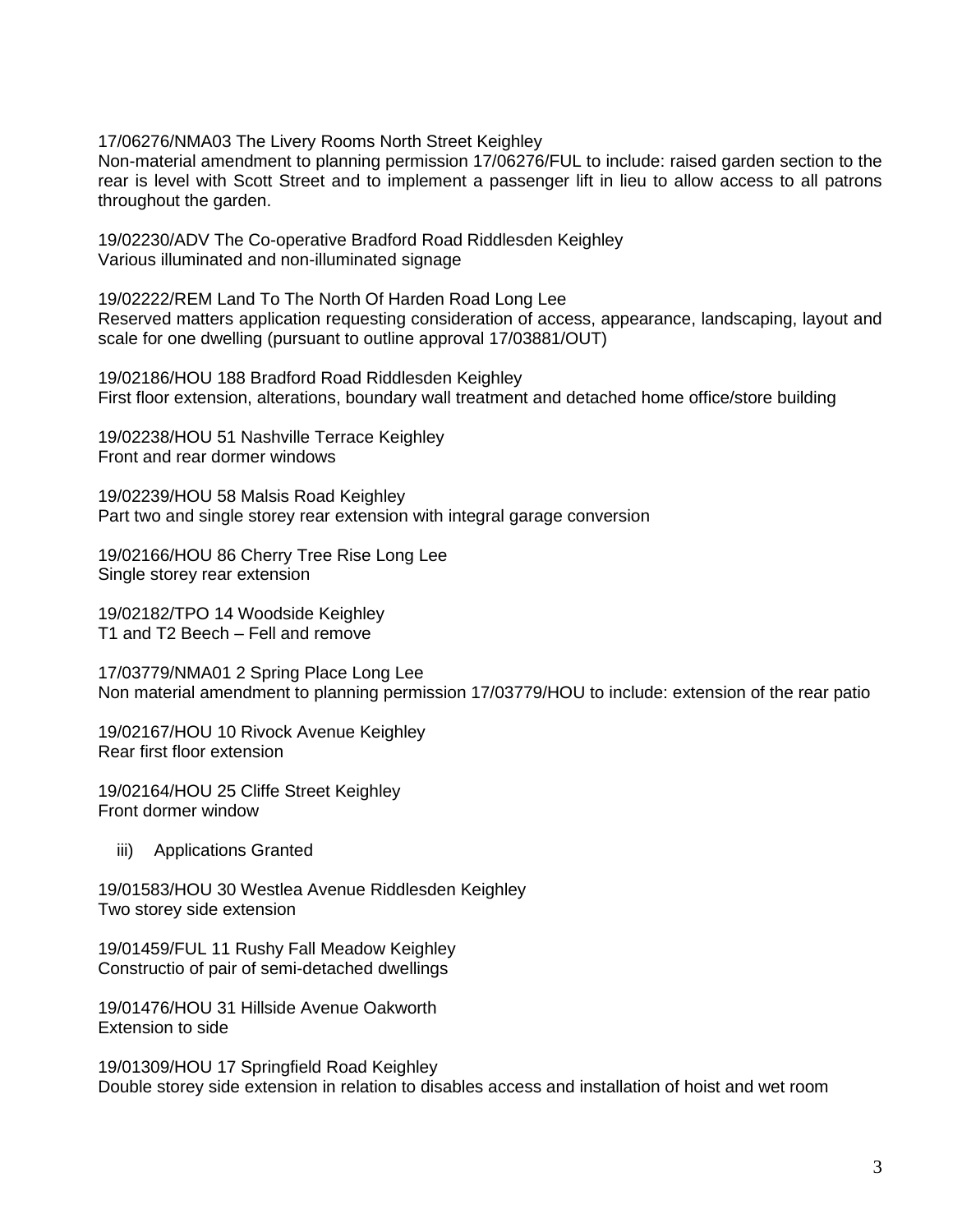17/06276/NMA03 The Livery Rooms North Street Keighley
Non-material amendment to planning permission 17/06276/FUL to include: raised garden section to the rear is level with Scott Street and to implement a passenger lift in lieu to allow access to all patrons throughout the garden.

19/02230/ADV The Co-operative Bradford Road Riddlesden Keighley
Various illuminated and non-illuminated signage

19/02222/REM Land To The North Of Harden Road Long Lee
Reserved matters application requesting consideration of access, appearance, landscaping, layout and scale for one dwelling (pursuant to outline approval 17/03881/OUT)

19/02186/HOU 188 Bradford Road Riddlesden Keighley
First floor extension, alterations, boundary wall treatment and detached home office/store building

19/02238/HOU 51 Nashville Terrace Keighley
Front and rear dormer windows

19/02239/HOU 58 Malsis Road Keighley
Part two and single storey rear extension with integral garage conversion

19/02166/HOU 86 Cherry Tree Rise Long Lee
Single storey rear extension

19/02182/TPO 14 Woodside Keighley
T1 and T2 Beech – Fell and remove

17/03779/NMA01 2 Spring Place Long Lee
Non material amendment to planning permission 17/03779/HOU to include: extension of the rear patio

19/02167/HOU 10 Rivock Avenue Keighley
Rear first floor extension

19/02164/HOU 25 Cliffe Street Keighley
Front dormer window

iii) Applications Granted

19/01583/HOU 30 Westlea Avenue Riddlesden Keighley
Two storey side extension

19/01459/FUL 11 Rushy Fall Meadow Keighley
Constructio of pair of semi-detached dwellings

19/01476/HOU 31 Hillside Avenue Oakworth
Extension to side

19/01309/HOU 17 Springfield Road Keighley
Double storey side extension in relation to disables access and installation of hoist and wet room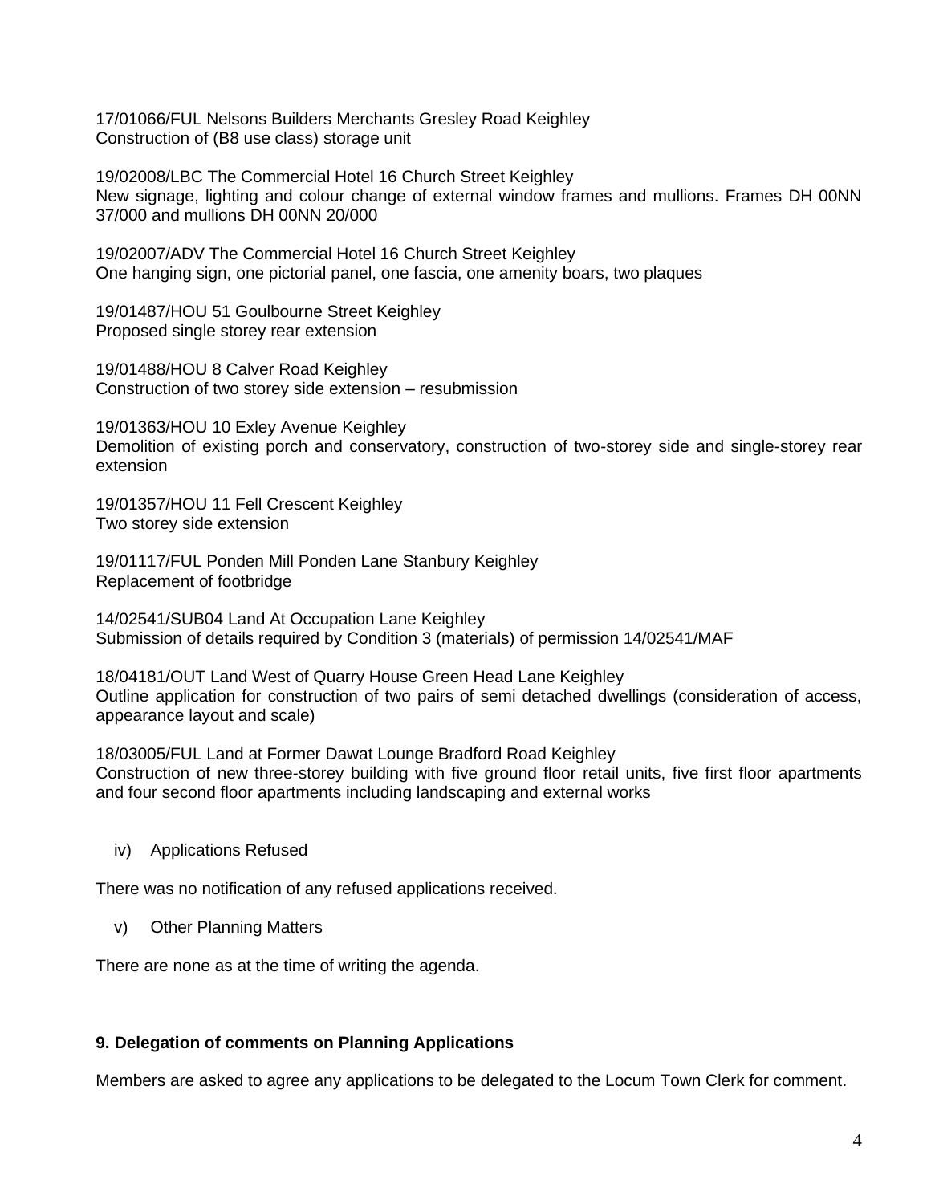17/01066/FUL Nelsons Builders Merchants Gresley Road Keighley
Construction of (B8 use class) storage unit

19/02008/LBC The Commercial Hotel 16 Church Street Keighley
New signage, lighting and colour change of external window frames and mullions. Frames DH 00NN 37/000 and mullions DH 00NN 20/000

19/02007/ADV The Commercial Hotel 16 Church Street Keighley
One hanging sign, one pictorial panel, one fascia, one amenity boars, two plaques

19/01487/HOU 51 Goulbourne Street Keighley
Proposed single storey rear extension

19/01488/HOU 8 Calver Road Keighley
Construction of two storey side extension – resubmission

19/01363/HOU 10 Exley Avenue Keighley
Demolition of existing porch and conservatory, construction of two-storey side and single-storey rear extension

19/01357/HOU 11 Fell Crescent Keighley
Two storey side extension

19/01117/FUL Ponden Mill Ponden Lane Stanbury Keighley
Replacement of footbridge

14/02541/SUB04 Land At Occupation Lane Keighley
Submission of details required by Condition 3 (materials) of permission 14/02541/MAF

18/04181/OUT Land West of Quarry House Green Head Lane Keighley
Outline application for construction of two pairs of semi detached dwellings (consideration of access, appearance layout and scale)

18/03005/FUL Land at Former Dawat Lounge Bradford Road Keighley
Construction of new three-storey building with five ground floor retail units, five first floor apartments and four second floor apartments including landscaping and external works

iv) Applications Refused

There was no notification of any refused applications received.

v) Other Planning Matters

There are none as at the time of writing the agenda.

**9. Delegation of comments on Planning Applications**

Members are asked to agree any applications to be delegated to the Locum Town Clerk for comment.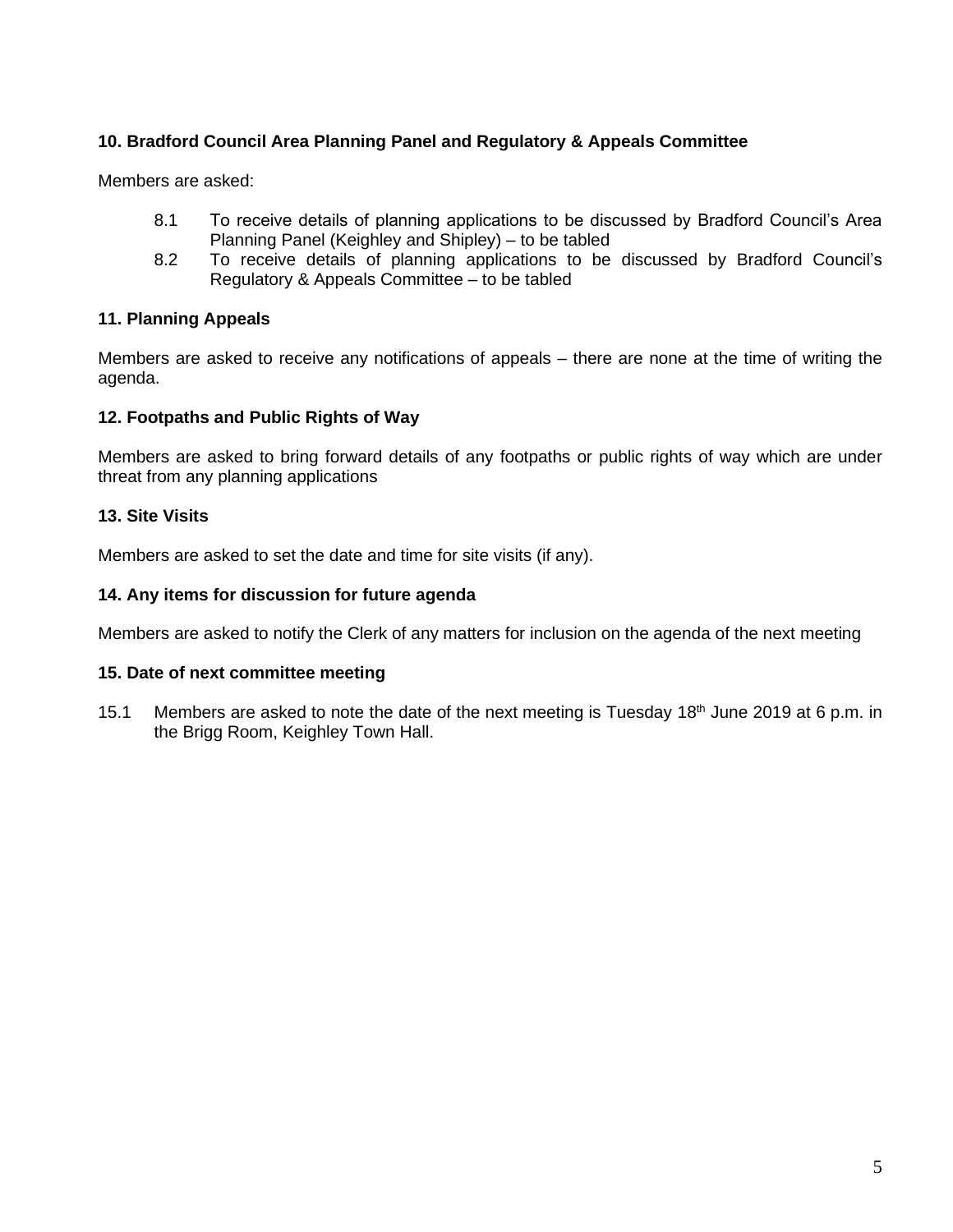**10. Bradford Council Area Planning Panel and Regulatory & Appeals Committee**

Members are asked:

8.1 To receive details of planning applications to be discussed by Bradford Council's Area Planning Panel (Keighley and Shipley) – to be tabled

8.2 To receive details of planning applications to be discussed by Bradford Council's Regulatory & Appeals Committee – to be tabled

**11. Planning Appeals**

Members are asked to receive any notifications of appeals – there are none at the time of writing the agenda.

**12. Footpaths and Public Rights of Way**

Members are asked to bring forward details of any footpaths or public rights of way which are under threat from any planning applications

**13. Site Visits**

Members are asked to set the date and time for site visits (if any).

**14. Any items for discussion for future agenda**

Members are asked to notify the Clerk of any matters for inclusion on the agenda of the next meeting

**15. Date of next committee meeting**

15.1 Members are asked to note the date of the next meeting is Tuesday 18th June 2019 at 6 p.m. in the Brigg Room, Keighley Town Hall.